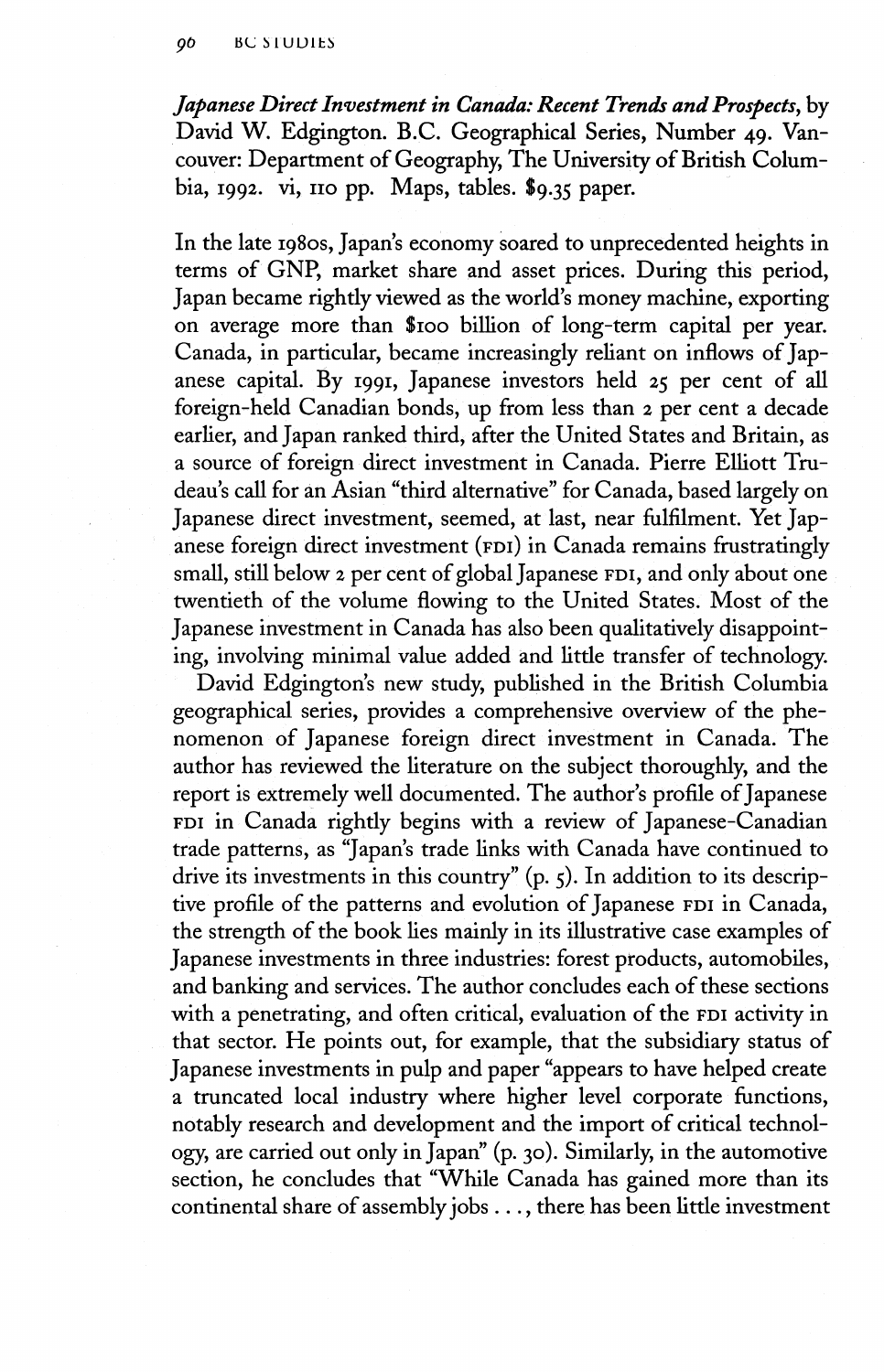*Japanese Direct Investment in Canada: Recent Trends and Prospects*, by David W. Edgington. B.C. Geographical Series, Number 49. Vancouver: Department of Geography, The University of British Columbia, 1992. vi, 110 pp. Maps, tables. $9.35 paper.

In the late 1980s, Japan's economy soared to unprecedented heights in terms of GNP, market share and asset prices. During this period, Japan became rightly viewed as the world's money machine, exporting on average more than $100 billion of long-term capital per year. Canada, in particular, became increasingly reliant on inflows of Japanese capital. By 1991, Japanese investors held 25 per cent of all foreign-held Canadian bonds, up from less than 2 per cent a decade earlier, and Japan ranked third, after the United States and Britain, as a source of foreign direct investment in Canada. Pierre Elliott Trudeau's call for an Asian "third alternative" for Canada, based largely on Japanese direct investment, seemed, at last, near fulfilment. Yet Japanese foreign direct investment (FDI) in Canada remains frustratingly small, still below 2 per cent of global Japanese FDI, and only about one twentieth of the volume flowing to the United States. Most of the Japanese investment in Canada has also been qualitatively disappointing, involving minimal value added and little transfer of technology.

David Edgington's new study, published in the British Columbia geographical series, provides a comprehensive overview of the phenomenon of Japanese foreign direct investment in Canada. The author has reviewed the literature on the subject thoroughly, and the report is extremely well documented. The author's profile of Japanese FDI in Canada rightly begins with a review of Japanese-Canadian trade patterns, as "Japan's trade links with Canada have continued to drive its investments in this country" (p. 5). In addition to its descriptive profile of the patterns and evolution of Japanese FDI in Canada, the strength of the book lies mainly in its illustrative case examples of Japanese investments in three industries: forest products, automobiles, and banking and services. The author concludes each of these sections with a penetrating, and often critical, evaluation of the FDI activity in that sector. He points out, for example, that the subsidiary status of Japanese investments in pulp and paper "appears to have helped create a truncated local industry where higher level corporate functions, notably research and development and the import of critical technology, are carried out only in Japan" (p. 30). Similarly, in the automotive section, he concludes that "While Canada has gained more than its continental share of assembly jobs . . . , there has been little investment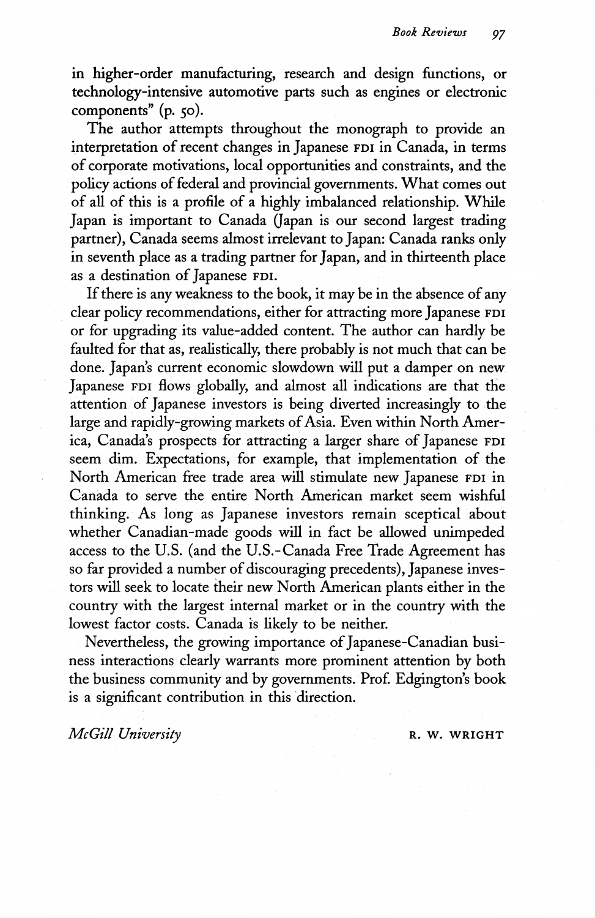in higher-order manufacturing, research and design functions, or technology-intensive automotive parts such as engines or electronic components" (p. 50).

The author attempts throughout the monograph to provide an interpretation of recent changes in Japanese FDI in Canada, in terms of corporate motivations, local opportunities and constraints, and the policy actions of federal and provincial governments. What comes out of all of this is a profile of a highly imbalanced relationship. While Japan is important to Canada (Japan is our second largest trading partner), Canada seems almost irrelevant to Japan: Canada ranks only in seventh place as a trading partner for Japan, and in thirteenth place as a destination of Japanese FDI.

If there is any weakness to the book, it may be in the absence of any clear policy recommendations, either for attracting more Japanese FDI or for upgrading its value-added content. The author can hardly be faulted for that as, realistically, there probably is not much that can be done. Japan's current economic slowdown will put a damper on new Japanese FDI flows globally, and almost all indications are that the attention of Japanese investors is being diverted increasingly to the large and rapidly-growing markets of Asia. Even within North America, Canada's prospects for attracting a larger share of Japanese FDI seem dim. Expectations, for example, that implementation of the North American free trade area will stimulate new Japanese FDI in Canada to serve the entire North American market seem wishful thinking. As long as Japanese investors remain sceptical about whether Canadian-made goods will in fact be allowed unimpeded access to the U.S. (and the U.S.-Canada Free Trade Agreement has so far provided a number of discouraging precedents), Japanese investors will seek to locate their new North American plants either in the country with the largest internal market or in the country with the lowest factor costs. Canada is likely to be neither.

Nevertheless, the growing importance of Japanese-Canadian business interactions clearly warrants more prominent attention by both the business community and by governments. Prof. Edgington's book is a significant contribution in this direction.

*McGill University* R. W. WRIGHT